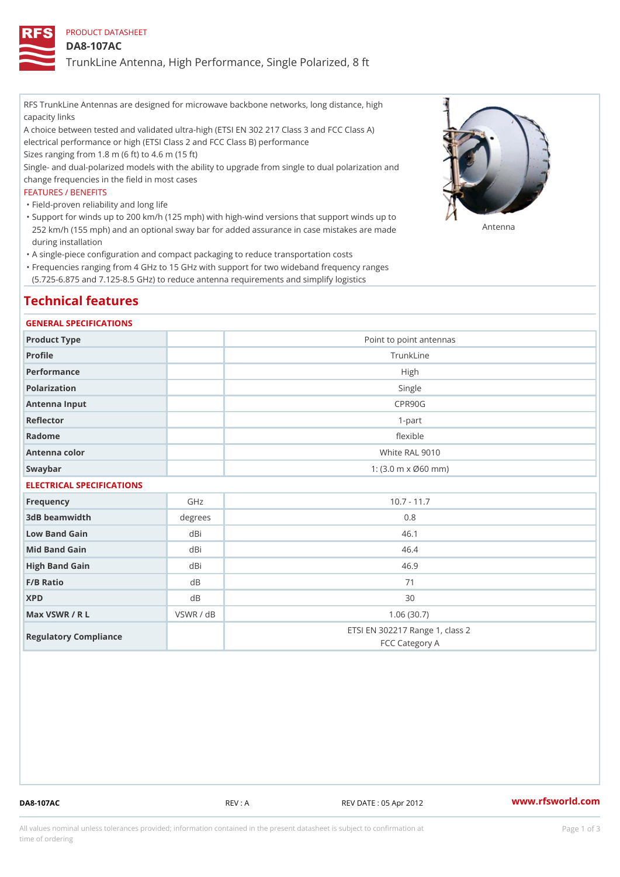PRODUCT DATASHEET

# DA8-107AC

## TrunkLine Antenna, High Performance, Single Polarized, 8 ft

RFS TrunkLine Antennas are designed for microwave backbone networks, long distance, high capacity links

A choice between tested and validated ultra-high (ETSI EN 302 217 Class 3 and FCC Class A) electrical performance or high (ETSI Class 2 and FCC Class B) performance

Sizes ranging from 1.8 m (6 ft) to 4.6 m (15 ft)

Single- and dual-polarized models with the ability to upgrade from single to dual polarization and change frequencies in the field in most cases

FEATURES / BENEFITS

- Field-proven reliability and long life
- Support for winds up to 200 km/h (125 mph) with high-wind versions that support winds up to 252 km/h (155 mph) and an optional sway bar for added assurance in case mistakes are made during installation
- A single-piece configuration and compact packaging to reduce transportation costs
- Frequencies ranging from 4 GHz to 15 GHz with support for two wideband frequency ranges (5.725-6.875 and 7.125-8.5 GHz) to reduce antenna requirements and simplify logistics

Antenna

## Technical features

### GENERAL SPECIFICATIONS

| | | |
|---|---|---|
| Product Type | | Point to point antennas |
| Profile | | TrunkLine |
| Performance | | High |
| Polarization | | Single |
| Antenna Input | | CPR90G |
| Reflector | | 1-part |
| Radome | | flexible |
| Antenna color | | White RAL 9010 |
| Swaybar | | 1: (3.0 m x Ø60 mm) |

### ELECTRICAL SPECIFICATIONS

| | | |
|---|---|---|
| Frequency | GHz | 10.7 - 11.7 |
| 3dB beamwidth | degrees | 0.8 |
| Low Band Gain | dBi | 46.1 |
| Mid Band Gain | dBi | 46.4 |
| High Band Gain | dBi | 46.9 |
| F/B Ratio | dB | 71 |
| XPD | dB | 30 |
| Max VSWR / R L | VSWR / dB | 1.06 (30.7) |
| Regulatory Compliance | | ETSI EN 302217 Range 1, class 2<br>FCC Category A |

DA8-107AC REV : A REV DATE : 05 Apr 2012 www.rfsworld.com

All values nominal unless tolerances provided; information contained in the present datasheet is subject to confirmation at time of ordering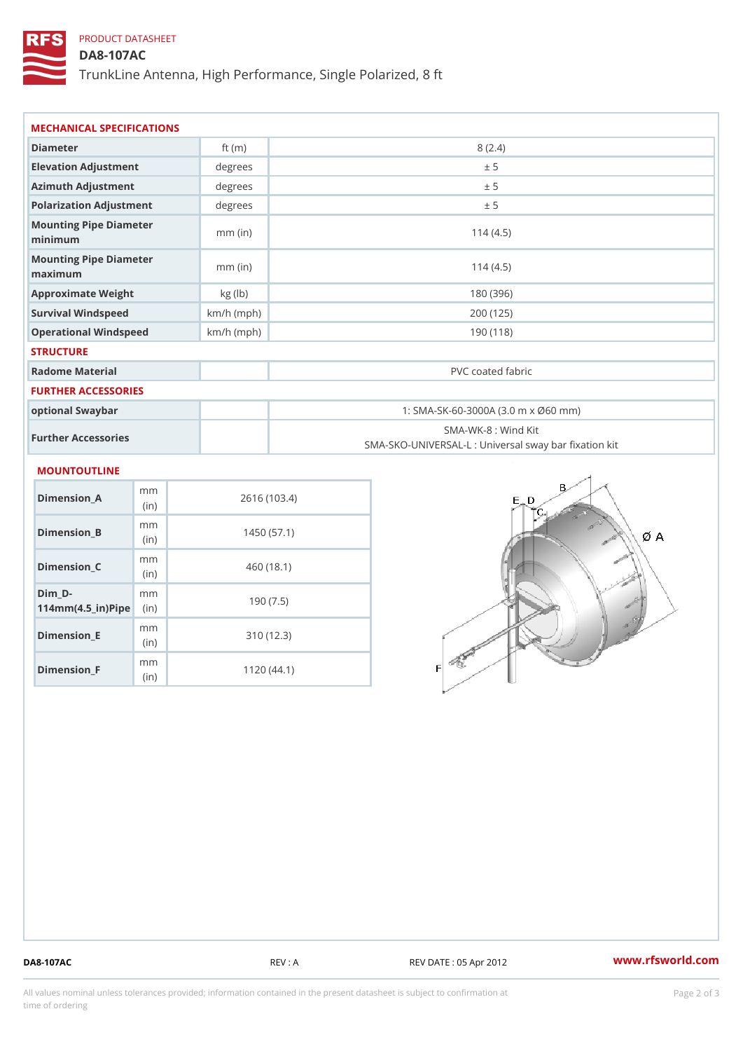PRODUCT DATASHEET

# DA8-107AC

TrunkLine Antenna, High Performance, Single Polarized, 8 ft

## MECHANICAL SPECIFICATIONS

| | | |
|---|---|---|
| Diameter | ft (m) | 8 (2.4) |
| Elevation Adjustment | degrees | ± 5 |
| Azimuth Adjustment | degrees | ± 5 |
| Polarization Adjustment | degrees | ± 5 |
| Mounting Pipe Diameter minimum | mm (in) | 114 (4.5) |
| Mounting Pipe Diameter maximum | mm (in) | 114 (4.5) |
| Approximate Weight | kg (lb) | 180 (396) |
| Survival Windspeed | km/h (mph) | 200 (125) |
| Operational Windspeed | km/h (mph) | 190 (118) |

## STRUCTURE

| | | |
|---|---|---|
| Radome Material | | PVC coated fabric |

## FURTHER ACCESSORIES

| | | |
|---|---|---|
| optional Swaybar | | 1: SMA-SK-60-3000A (3.0 m x Ø60 mm) |
| Further Accessories | | SMA-WK-8 : Wind Kit<br>SMA-SKO-UNIVERSAL-L : Universal sway bar fixation kit |

## MOUNTOUTLINE

| | | |
|---|---|---|
| Dimension_A | mm (in) | 2616 (103.4) |
| Dimension_B | mm (in) | 1450 (57.1) |
| Dimension_C | mm (in) | 460 (18.1) |
| Dim_D-114mm(4.5_in)Pipe | mm (in) | 190 (7.5) |
| Dimension_E | mm (in) | 310 (12.3) |
| Dimension_F | mm (in) | 1120 (44.1) |

DA8-107AC REV : A REV DATE : 05 Apr 2012 www.rfsworld.com

All values nominal unless tolerances provided; information contained in the present datasheet is subject to confirmation at time of ordering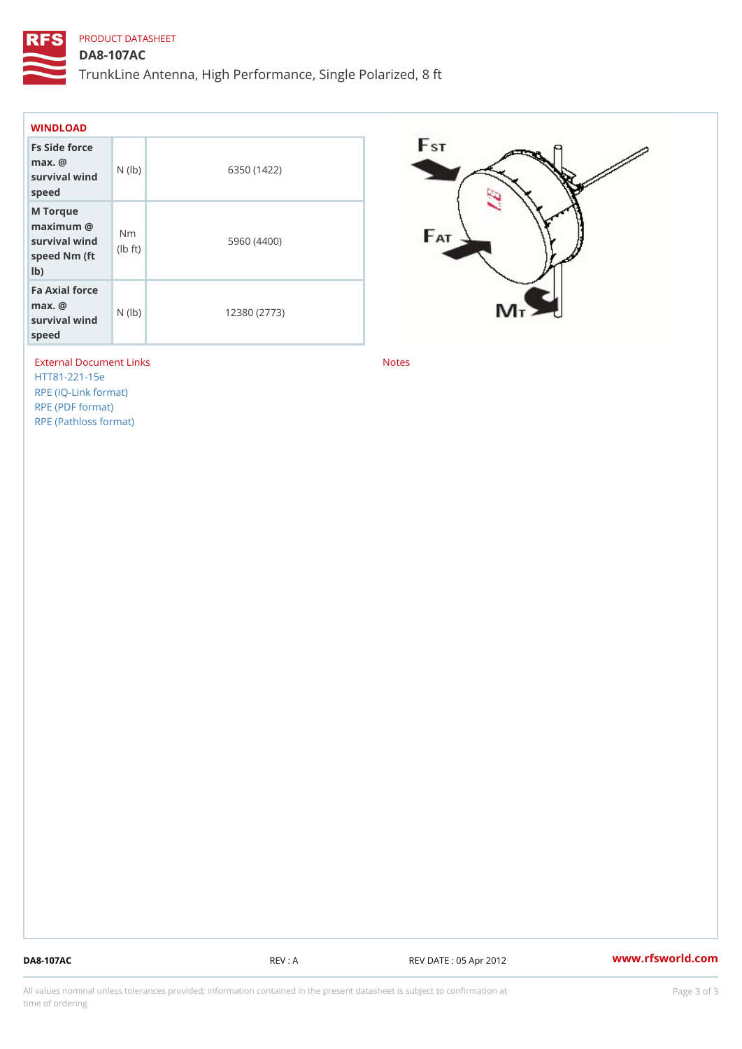PRODUCT DATASHEET

# DA8-107AC

TrunkLine Antenna, High Performance, Single Polarized, 8 ft

## WINDLOAD

| | | |
|---|---|---|
| Fs Side force max. @ survival wind speed | N (lb) | 6350 (1422) |
| M Torque maximum @ survival wind speed Nm (ft lb) | Nm (lb ft) | 5960 (4400) |
| Fa Axial force max. @ survival wind speed | N (lb) | 12380 (2773) |

FST

FAT

MT

External Document Links

HTT81-221-15e

RPE (IQ-Link format)

RPE (PDF format)

RPE (Pathloss format)

Notes

DA8-107AC REV : A REV DATE : 05 Apr 2012 www.rfsworld.com

All values nominal unless tolerances provided; information contained in the present datasheet is subject to confirmation at time of ordering